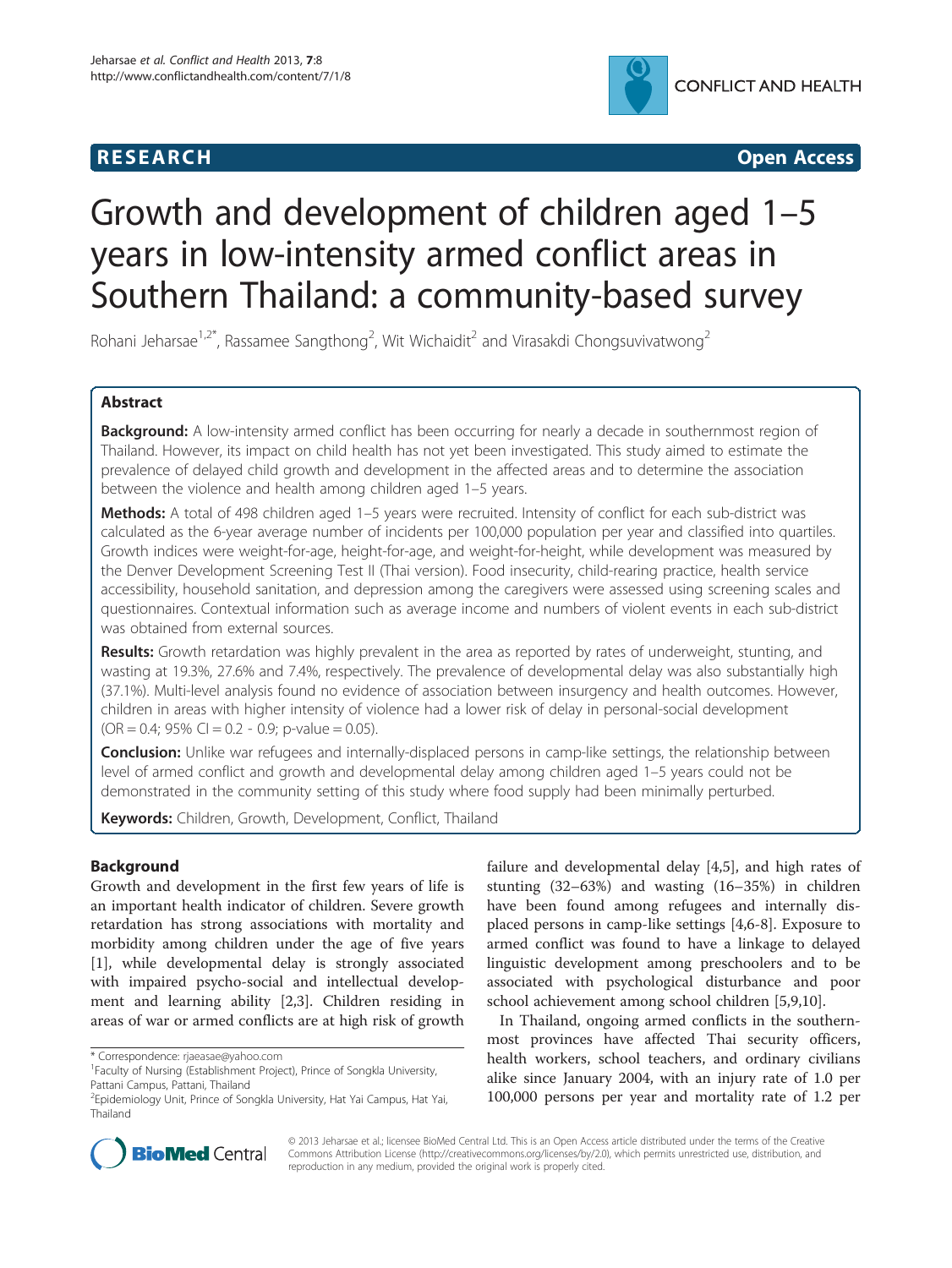RESEARCH Open Access

# Growth and development of children aged 1–5 years in low-intensity armed conflict areas in Southern Thailand: a community-based survey

Rohani Jeharsae[1,2*], Rassamee Sangthong[2], Wit Wichaidit[2] and Virasakdi Chongsuvivatwong[2]

## Abstract

**Background:** A low-intensity armed conflict has been occurring for nearly a decade in southernmost region of Thailand. However, its impact on child health has not yet been investigated. This study aimed to estimate the prevalence of delayed child growth and development in the affected areas and to determine the association between the violence and health among children aged 1–5 years.

**Methods:** A total of 498 children aged 1–5 years were recruited. Intensity of conflict for each sub-district was calculated as the 6-year average number of incidents per 100,000 population per year and classified into quartiles. Growth indices were weight-for-age, height-for-age, and weight-for-height, while development was measured by the Denver Development Screening Test II (Thai version). Food insecurity, child-rearing practice, health service accessibility, household sanitation, and depression among the caregivers were assessed using screening scales and questionnaires. Contextual information such as average income and numbers of violent events in each sub-district was obtained from external sources.

**Results:** Growth retardation was highly prevalent in the area as reported by rates of underweight, stunting, and wasting at 19.3%, 27.6% and 7.4%, respectively. The prevalence of developmental delay was also substantially high (37.1%). Multi-level analysis found no evidence of association between insurgency and health outcomes. However, children in areas with higher intensity of violence had a lower risk of delay in personal-social development (OR = 0.4; 95% CI = 0.2 - 0.9; p-value = 0.05).

**Conclusion:** Unlike war refugees and internally-displaced persons in camp-like settings, the relationship between level of armed conflict and growth and developmental delay among children aged 1–5 years could not be demonstrated in the community setting of this study where food supply had been minimally perturbed.

**Keywords:** Children, Growth, Development, Conflict, Thailand

## Background

Growth and development in the first few years of life is an important health indicator of children. Severe growth retardation has strong associations with mortality and morbidity among children under the age of five years [1], while developmental delay is strongly associated with impaired psycho-social and intellectual development and learning ability [2,3]. Children residing in areas of war or armed conflicts are at high risk of growth failure and developmental delay [4,5], and high rates of stunting (32–63%) and wasting (16–35%) in children have been found among refugees and internally displaced persons in camp-like settings [4,6-8]. Exposure to armed conflict was found to have a linkage to delayed linguistic development among preschoolers and to be associated with psychological disturbance and poor school achievement among school children [5,9,10].

In Thailand, ongoing armed conflicts in the southernmost provinces have affected Thai security officers, health workers, school teachers, and ordinary civilians alike since January 2004, with an injury rate of 1.0 per 100,000 persons per year and mortality rate of 1.2 per

\* Correspondence: rjaeasae@yahoo.com

[1]Faculty of Nursing (Establishment Project), Prince of Songkla University, Pattani Campus, Pattani, Thailand

[2]Epidemiology Unit, Prince of Songkla University, Hat Yai Campus, Hat Yai, Thailand

© 2013 Jeharsae et al.; licensee BioMed Central Ltd. This is an Open Access article distributed under the terms of the Creative Commons Attribution License (http://creativecommons.org/licenses/by/2.0), which permits unrestricted use, distribution, and reproduction in any medium, provided the original work is properly cited.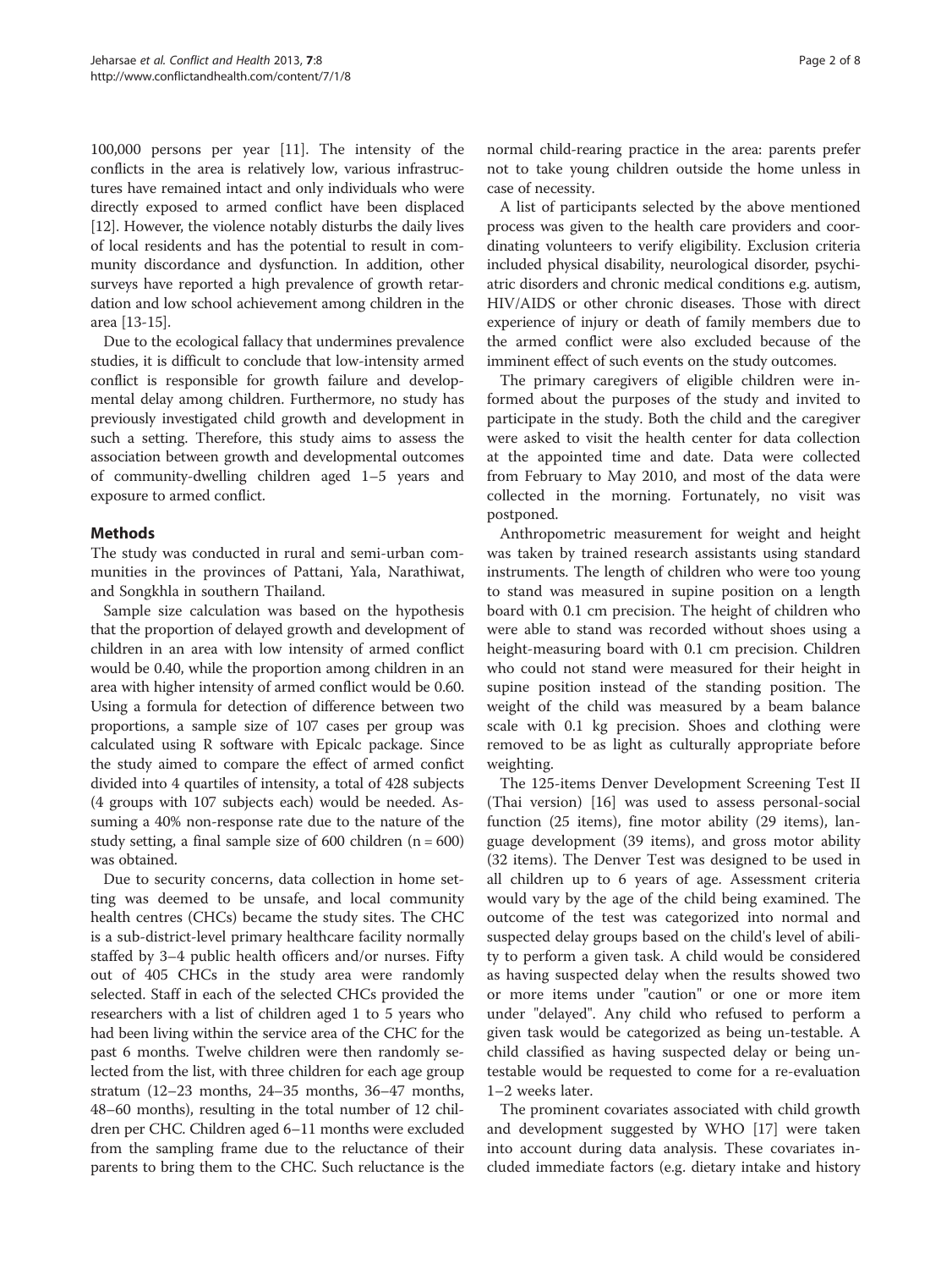100,000 persons per year [11]. The intensity of the conflicts in the area is relatively low, various infrastructures have remained intact and only individuals who were directly exposed to armed conflict have been displaced [12]. However, the violence notably disturbs the daily lives of local residents and has the potential to result in community discordance and dysfunction. In addition, other surveys have reported a high prevalence of growth retardation and low school achievement among children in the area [13-15].

Due to the ecological fallacy that undermines prevalence studies, it is difficult to conclude that low-intensity armed conflict is responsible for growth failure and developmental delay among children. Furthermore, no study has previously investigated child growth and development in such a setting. Therefore, this study aims to assess the association between growth and developmental outcomes of community-dwelling children aged 1–5 years and exposure to armed conflict.

## Methods

The study was conducted in rural and semi-urban communities in the provinces of Pattani, Yala, Narathiwat, and Songkhla in southern Thailand.

Sample size calculation was based on the hypothesis that the proportion of delayed growth and development of children in an area with low intensity of armed conflict would be 0.40, while the proportion among children in an area with higher intensity of armed conflict would be 0.60. Using a formula for detection of difference between two proportions, a sample size of 107 cases per group was calculated using R software with Epicalc package. Since the study aimed to compare the effect of armed conflict divided into 4 quartiles of intensity, a total of 428 subjects (4 groups with 107 subjects each) would be needed. Assuming a 40% non-response rate due to the nature of the study setting, a final sample size of 600 children (n = 600) was obtained.

Due to security concerns, data collection in home setting was deemed to be unsafe, and local community health centres (CHCs) became the study sites. The CHC is a sub-district-level primary healthcare facility normally staffed by 3–4 public health officers and/or nurses. Fifty out of 405 CHCs in the study area were randomly selected. Staff in each of the selected CHCs provided the researchers with a list of children aged 1 to 5 years who had been living within the service area of the CHC for the past 6 months. Twelve children were then randomly selected from the list, with three children for each age group stratum (12–23 months, 24–35 months, 36–47 months, 48–60 months), resulting in the total number of 12 children per CHC. Children aged 6–11 months were excluded from the sampling frame due to the reluctance of their parents to bring them to the CHC. Such reluctance is the normal child-rearing practice in the area: parents prefer not to take young children outside the home unless in case of necessity.

A list of participants selected by the above mentioned process was given to the health care providers and coordinating volunteers to verify eligibility. Exclusion criteria included physical disability, neurological disorder, psychiatric disorders and chronic medical conditions e.g. autism, HIV/AIDS or other chronic diseases. Those with direct experience of injury or death of family members due to the armed conflict were also excluded because of the imminent effect of such events on the study outcomes.

The primary caregivers of eligible children were informed about the purposes of the study and invited to participate in the study. Both the child and the caregiver were asked to visit the health center for data collection at the appointed time and date. Data were collected from February to May 2010, and most of the data were collected in the morning. Fortunately, no visit was postponed.

Anthropometric measurement for weight and height was taken by trained research assistants using standard instruments. The length of children who were too young to stand was measured in supine position on a length board with 0.1 cm precision. The height of children who were able to stand was recorded without shoes using a height-measuring board with 0.1 cm precision. Children who could not stand were measured for their height in supine position instead of the standing position. The weight of the child was measured by a beam balance scale with 0.1 kg precision. Shoes and clothing were removed to be as light as culturally appropriate before weighting.

The 125-items Denver Development Screening Test II (Thai version) [16] was used to assess personal-social function (25 items), fine motor ability (29 items), language development (39 items), and gross motor ability (32 items). The Denver Test was designed to be used in all children up to 6 years of age. Assessment criteria would vary by the age of the child being examined. The outcome of the test was categorized into normal and suspected delay groups based on the child's level of ability to perform a given task. A child would be considered as having suspected delay when the results showed two or more items under "caution" or one or more item under "delayed". Any child who refused to perform a given task would be categorized as being un-testable. A child classified as having suspected delay or being un-testable would be requested to come for a re-evaluation 1–2 weeks later.

The prominent covariates associated with child growth and development suggested by WHO [17] were taken into account during data analysis. These covariates included immediate factors (e.g. dietary intake and history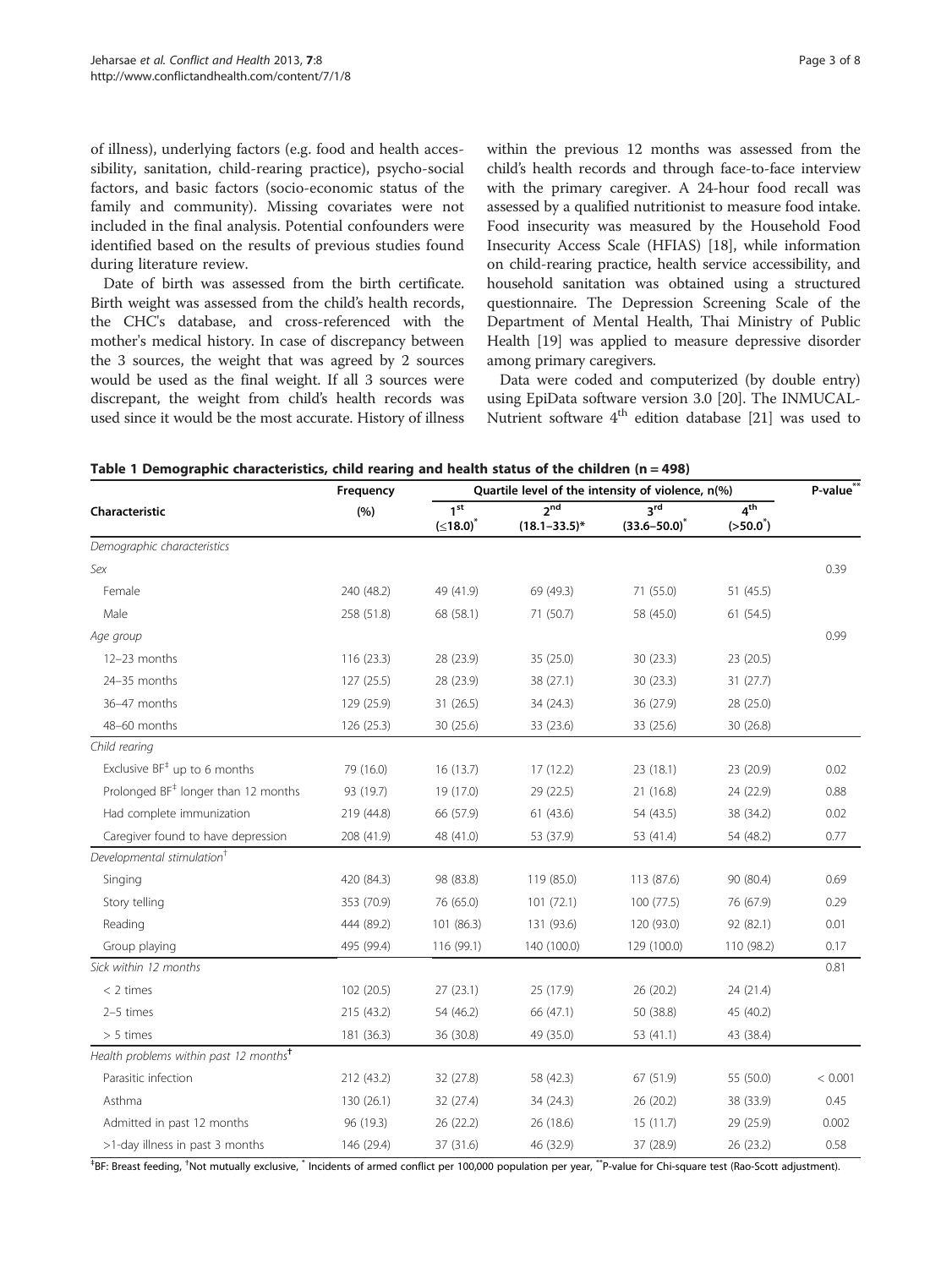of illness), underlying factors (e.g. food and health accessibility, sanitation, child-rearing practice), psycho-social factors, and basic factors (socio-economic status of the family and community). Missing covariates were not included in the final analysis. Potential confounders were identified based on the results of previous studies found during literature review.

Date of birth was assessed from the birth certificate. Birth weight was assessed from the child's health records, the CHC's database, and cross-referenced with the mother's medical history. In case of discrepancy between the 3 sources, the weight that was agreed by 2 sources would be used as the final weight. If all 3 sources were discrepant, the weight from child's health records was used since it would be the most accurate. History of illness within the previous 12 months was assessed from the child's health records and through face-to-face interview with the primary caregiver. A 24-hour food recall was assessed by a qualified nutritionist to measure food intake. Food insecurity was measured by the Household Food Insecurity Access Scale (HFIAS) [18], while information on child-rearing practice, health service accessibility, and household sanitation was obtained using a structured questionnaire. The Depression Screening Scale of the Department of Mental Health, Thai Ministry of Public Health [19] was applied to measure depressive disorder among primary caregivers.

Data were coded and computerized (by double entry) using EpiData software version 3.0 [20]. The INMUCAL-Nutrient software 4th edition database [21] was used to

**Table 1 Demographic characteristics, child rearing and health status of the children (n = 498)**

| Characteristic | Frequency (%) | Quartile level of the intensity of violence, n(%) | | | | P-value** |
|---|---|---|---|---|---|---|
| | | 1st (≤18.0)* | 2nd (18.1–33.5)* | 3rd (33.6–50.0)* | 4th (>50.0*) | |
| *Demographic characteristics* | | | | | | |
| *Sex* | | | | | | 0.39 |
| Female | 240 (48.2) | 49 (41.9) | 69 (49.3) | 71 (55.0) | 51 (45.5) | |
| Male | 258 (51.8) | 68 (58.1) | 71 (50.7) | 58 (45.0) | 61 (54.5) | |
| *Age group* | | | | | | 0.99 |
| 12–23 months | 116 (23.3) | 28 (23.9) | 35 (25.0) | 30 (23.3) | 23 (20.5) | |
| 24–35 months | 127 (25.5) | 28 (23.9) | 38 (27.1) | 30 (23.3) | 31 (27.7) | |
| 36–47 months | 129 (25.9) | 31 (26.5) | 34 (24.3) | 36 (27.9) | 28 (25.0) | |
| 48–60 months | 126 (25.3) | 30 (25.6) | 33 (23.6) | 33 (25.6) | 30 (26.8) | |
| *Child rearing* | | | | | | |
| Exclusive BF‡ up to 6 months | 79 (16.0) | 16 (13.7) | 17 (12.2) | 23 (18.1) | 23 (20.9) | 0.02 |
| Prolonged BF‡ longer than 12 months | 93 (19.7) | 19 (17.0) | 29 (22.5) | 21 (16.8) | 24 (22.9) | 0.88 |
| Had complete immunization | 219 (44.8) | 66 (57.9) | 61 (43.6) | 54 (43.5) | 38 (34.2) | 0.02 |
| Caregiver found to have depression | 208 (41.9) | 48 (41.0) | 53 (37.9) | 53 (41.4) | 54 (48.2) | 0.77 |
| *Developmental stimulation†* | | | | | | |
| Singing | 420 (84.3) | 98 (83.8) | 119 (85.0) | 113 (87.6) | 90 (80.4) | 0.69 |
| Story telling | 353 (70.9) | 76 (65.0) | 101 (72.1) | 100 (77.5) | 76 (67.9) | 0.29 |
| Reading | 444 (89.2) | 101 (86.3) | 131 (93.6) | 120 (93.0) | 92 (82.1) | 0.01 |
| Group playing | 495 (99.4) | 116 (99.1) | 140 (100.0) | 129 (100.0) | 110 (98.2) | 0.17 |
| *Sick within 12 months* | | | | | | 0.81 |
| < 2 times | 102 (20.5) | 27 (23.1) | 25 (17.9) | 26 (20.2) | 24 (21.4) | |
| 2–5 times | 215 (43.2) | 54 (46.2) | 66 (47.1) | 50 (38.8) | 45 (40.2) | |
| > 5 times | 181 (36.3) | 36 (30.8) | 49 (35.0) | 53 (41.1) | 43 (38.4) | |
| *Health problems within past 12 months†* | | | | | | |
| Parasitic infection | 212 (43.2) | 32 (27.8) | 58 (42.3) | 67 (51.9) | 55 (50.0) | < 0.001 |
| Asthma | 130 (26.1) | 32 (27.4) | 34 (24.3) | 26 (20.2) | 38 (33.9) | 0.45 |
| Admitted in past 12 months | 96 (19.3) | 26 (22.2) | 26 (18.6) | 15 (11.7) | 29 (25.9) | 0.002 |
| >1-day illness in past 3 months | 146 (29.4) | 37 (31.6) | 46 (32.9) | 37 (28.9) | 26 (23.2) | 0.58 |

‡BF: Breast feeding, †Not mutually exclusive, * Incidents of armed conflict per 100,000 population per year, **P-value for Chi-square test (Rao-Scott adjustment).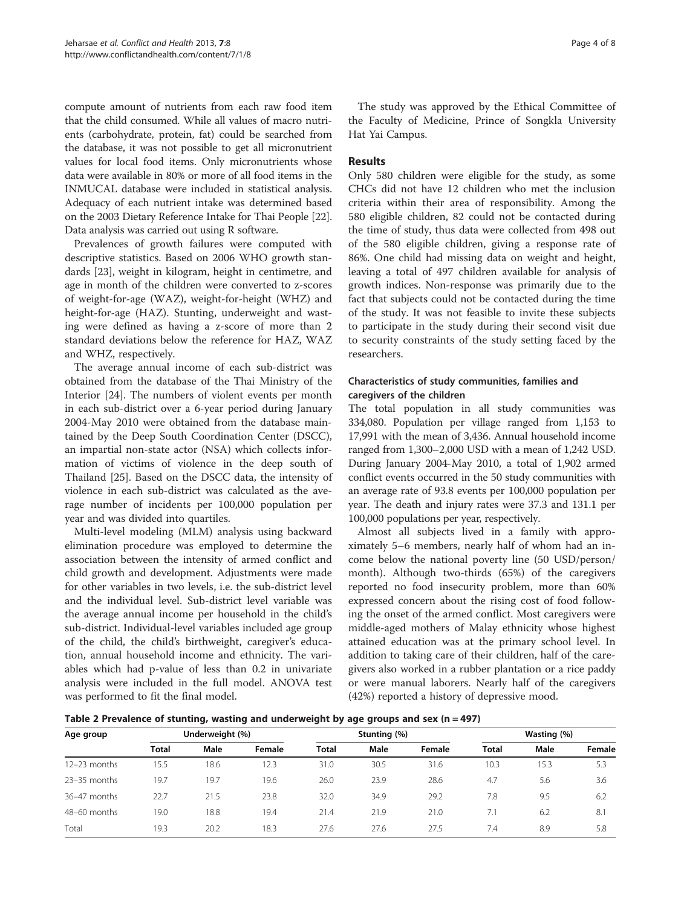compute amount of nutrients from each raw food item that the child consumed. While all values of macro nutrients (carbohydrate, protein, fat) could be searched from the database, it was not possible to get all micronutrient values for local food items. Only micronutrients whose data were available in 80% or more of all food items in the INMUCAL database were included in statistical analysis. Adequacy of each nutrient intake was determined based on the 2003 Dietary Reference Intake for Thai People [22]. Data analysis was carried out using R software.

Prevalences of growth failures were computed with descriptive statistics. Based on 2006 WHO growth standards [23], weight in kilogram, height in centimetre, and age in month of the children were converted to z-scores of weight-for-age (WAZ), weight-for-height (WHZ) and height-for-age (HAZ). Stunting, underweight and wasting were defined as having a z-score of more than 2 standard deviations below the reference for HAZ, WAZ and WHZ, respectively.

The average annual income of each sub-district was obtained from the database of the Thai Ministry of the Interior [24]. The numbers of violent events per month in each sub-district over a 6-year period during January 2004-May 2010 were obtained from the database maintained by the Deep South Coordination Center (DSCC), an impartial non-state actor (NSA) which collects information of victims of violence in the deep south of Thailand [25]. Based on the DSCC data, the intensity of violence in each sub-district was calculated as the average number of incidents per 100,000 population per year and was divided into quartiles.

Multi-level modeling (MLM) analysis using backward elimination procedure was employed to determine the association between the intensity of armed conflict and child growth and development. Adjustments were made for other variables in two levels, i.e. the sub-district level and the individual level. Sub-district level variable was the average annual income per household in the child's sub-district. Individual-level variables included age group of the child, the child's birthweight, caregiver's education, annual household income and ethnicity. The variables which had p-value of less than 0.2 in univariate analysis were included in the full model. ANOVA test was performed to fit the final model.

The study was approved by the Ethical Committee of the Faculty of Medicine, Prince of Songkla University Hat Yai Campus.

## Results

Only 580 children were eligible for the study, as some CHCs did not have 12 children who met the inclusion criteria within their area of responsibility. Among the 580 eligible children, 82 could not be contacted during the time of study, thus data were collected from 498 out of the 580 eligible children, giving a response rate of 86%. One child had missing data on weight and height, leaving a total of 497 children available for analysis of growth indices. Non-response was primarily due to the fact that subjects could not be contacted during the time of the study. It was not feasible to invite these subjects to participate in the study during their second visit due to security constraints of the study setting faced by the researchers.

### Characteristics of study communities, families and caregivers of the children

The total population in all study communities was 334,080. Population per village ranged from 1,153 to 17,991 with the mean of 3,436. Annual household income ranged from 1,300–2,000 USD with a mean of 1,242 USD. During January 2004-May 2010, a total of 1,902 armed conflict events occurred in the 50 study communities with an average rate of 93.8 events per 100,000 population per year. The death and injury rates were 37.3 and 131.1 per 100,000 populations per year, respectively.

Almost all subjects lived in a family with approximately 5–6 members, nearly half of whom had an income below the national poverty line (50 USD/person/month). Although two-thirds (65%) of the caregivers reported no food insecurity problem, more than 60% expressed concern about the rising cost of food following the onset of the armed conflict. Most caregivers were middle-aged mothers of Malay ethnicity whose highest attained education was at the primary school level. In addition to taking care of their children, half of the caregivers also worked in a rubber plantation or a rice paddy or were manual laborers. Nearly half of the caregivers (42%) reported a history of depressive mood.

**Table 2 Prevalence of stunting, wasting and underweight by age groups and sex (n = 497)**

| Age group | Underweight (%) | | | Stunting (%) | | | Wasting (%) | | |
|---|---|---|---|---|---|---|---|---|---|
| | Total | Male | Female | Total | Male | Female | Total | Male | Female |
| 12–23 months | 15.5 | 18.6 | 12.3 | 31.0 | 30.5 | 31.6 | 10.3 | 15.3 | 5.3 |
| 23–35 months | 19.7 | 19.7 | 19.6 | 26.0 | 23.9 | 28.6 | 4.7 | 5.6 | 3.6 |
| 36–47 months | 22.7 | 21.5 | 23.8 | 32.0 | 34.9 | 29.2 | 7.8 | 9.5 | 6.2 |
| 48–60 months | 19.0 | 18.8 | 19.4 | 21.4 | 21.9 | 21.0 | 7.1 | 6.2 | 8.1 |
| Total | 19.3 | 20.2 | 18.3 | 27.6 | 27.6 | 27.5 | 7.4 | 8.9 | 5.8 |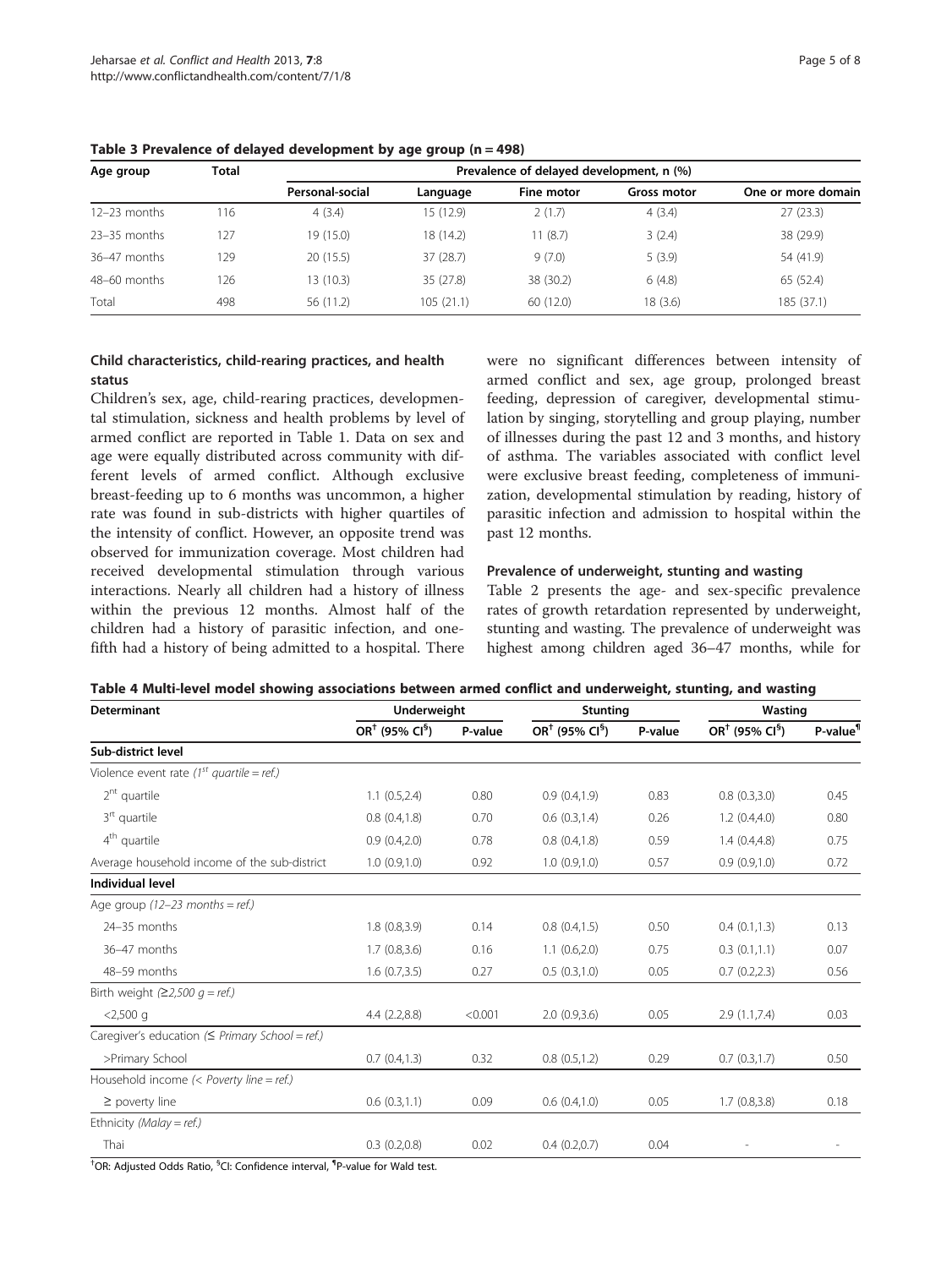**Table 3 Prevalence of delayed development by age group (n = 498)**

| Age group | Total | Prevalence of delayed development, n (%) | | | | |
|---|---|---|---|---|---|---|
| | | Personal-social | Language | Fine motor | Gross motor | One or more domain |
| 12–23 months | 116 | 4 (3.4) | 15 (12.9) | 2 (1.7) | 4 (3.4) | 27 (23.3) |
| 23–35 months | 127 | 19 (15.0) | 18 (14.2) | 11 (8.7) | 3 (2.4) | 38 (29.9) |
| 36–47 months | 129 | 20 (15.5) | 37 (28.7) | 9 (7.0) | 5 (3.9) | 54 (41.9) |
| 48–60 months | 126 | 13 (10.3) | 35 (27.8) | 38 (30.2) | 6 (4.8) | 65 (52.4) |
| Total | 498 | 56 (11.2) | 105 (21.1) | 60 (12.0) | 18 (3.6) | 185 (37.1) |

### Child characteristics, child-rearing practices, and health status

Children's sex, age, child-rearing practices, developmental stimulation, sickness and health problems by level of armed conflict are reported in Table 1. Data on sex and age were equally distributed across community with different levels of armed conflict. Although exclusive breast-feeding up to 6 months was uncommon, a higher rate was found in sub-districts with higher quartiles of the intensity of conflict. However, an opposite trend was observed for immunization coverage. Most children had received developmental stimulation through various interactions. Nearly all children had a history of illness within the previous 12 months. Almost half of the children had a history of parasitic infection, and one-fifth had a history of being admitted to a hospital. There were no significant differences between intensity of armed conflict and sex, age group, prolonged breast feeding, depression of caregiver, developmental stimulation by singing, storytelling and group playing, number of illnesses during the past 12 and 3 months, and history of asthma. The variables associated with conflict level were exclusive breast feeding, completeness of immunization, developmental stimulation by reading, history of parasitic infection and admission to hospital within the past 12 months.

### Prevalence of underweight, stunting and wasting

Table 2 presents the age- and sex-specific prevalence rates of growth retardation represented by underweight, stunting and wasting. The prevalence of underweight was highest among children aged 36–47 months, while for

**Table 4 Multi-level model showing associations between armed conflict and underweight, stunting, and wasting**

| Determinant | Underweight | | Stunting | | Wasting | |
|---|---|---|---|---|---|---|
| | OR[†] (95% CI[§]) | P-value | OR[†] (95% CI[§]) | P-value | OR[†] (95% CI[§]) | P-value[¶] |
| **Sub-district level** | | | | | | |
| Violence event rate (*1st quartile = ref.*) | | | | | | |
| 2nt quartile | 1.1 (0.5,2.4) | 0.80 | 0.9 (0.4,1.9) | 0.83 | 0.8 (0.3,3.0) | 0.45 |
| 3rt quartile | 0.8 (0.4,1.8) | 0.70 | 0.6 (0.3,1.4) | 0.26 | 1.2 (0.4,4.0) | 0.80 |
| 4th quartile | 0.9 (0.4,2.0) | 0.78 | 0.8 (0.4,1.8) | 0.59 | 1.4 (0.4,4.8) | 0.75 |
| Average household income of the sub-district | 1.0 (0.9,1.0) | 0.92 | 1.0 (0.9,1.0) | 0.57 | 0.9 (0.9,1.0) | 0.72 |
| **Individual level** | | | | | | |
| Age group (*12–23 months = ref.*) | | | | | | |
| 24–35 months | 1.8 (0.8,3.9) | 0.14 | 0.8 (0.4,1.5) | 0.50 | 0.4 (0.1,1.3) | 0.13 |
| 36–47 months | 1.7 (0.8,3.6) | 0.16 | 1.1 (0.6,2.0) | 0.75 | 0.3 (0.1,1.1) | 0.07 |
| 48–59 months | 1.6 (0.7,3.5) | 0.27 | 0.5 (0.3,1.0) | 0.05 | 0.7 (0.2,2.3) | 0.56 |
| Birth weight (*≥2,500 g = ref.*) | | | | | | |
| <2,500 g | 4.4 (2.2,8.8) | <0.001 | 2.0 (0.9,3.6) | 0.05 | 2.9 (1.1,7.4) | 0.03 |
| Caregiver's education (*≤ Primary School = ref.*) | | | | | | |
| >Primary School | 0.7 (0.4,1.3) | 0.32 | 0.8 (0.5,1.2) | 0.29 | 0.7 (0.3,1.7) | 0.50 |
| Household income (*< Poverty line = ref.*) | | | | | | |
| ≥ poverty line | 0.6 (0.3,1.1) | 0.09 | 0.6 (0.4,1.0) | 0.05 | 1.7 (0.8,3.8) | 0.18 |
| Ethnicity (*Malay = ref.*) | | | | | | |
| Thai | 0.3 (0.2,0.8) | 0.02 | 0.4 (0.2,0.7) | 0.04 | - | - |

[†]OR: Adjusted Odds Ratio, [§]CI: Confidence interval, [¶]P-value for Wald test.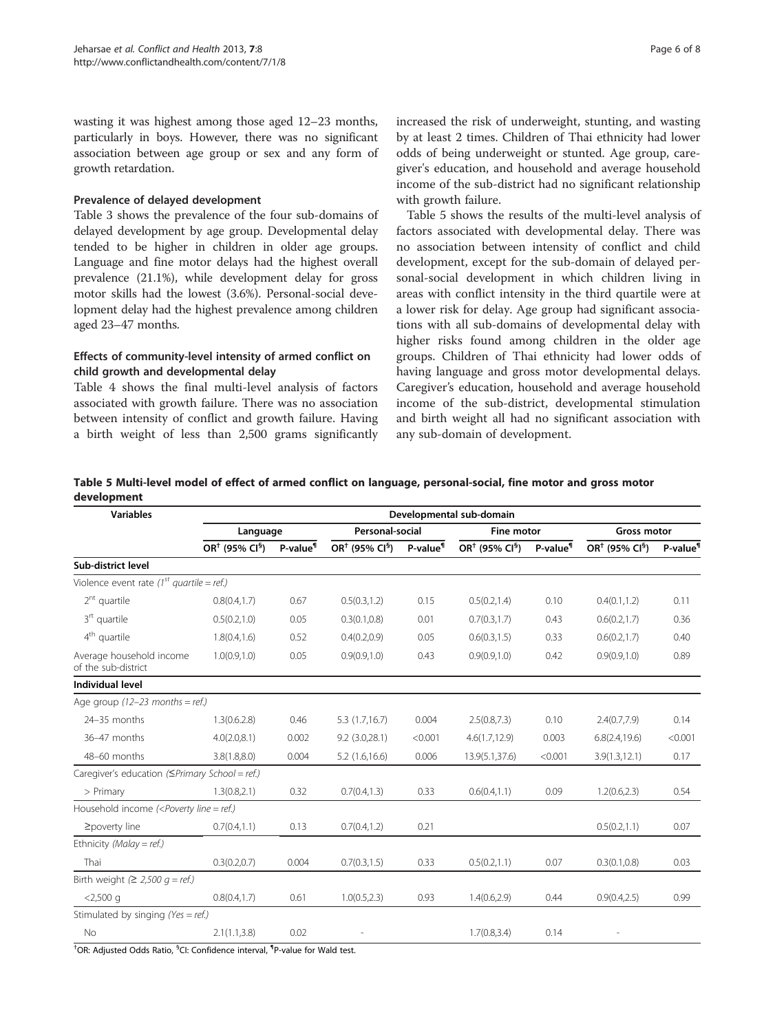wasting it was highest among those aged 12–23 months, particularly in boys. However, there was no significant association between age group or sex and any form of growth retardation.

### Prevalence of delayed development

Table 3 shows the prevalence of the four sub-domains of delayed development by age group. Developmental delay tended to be higher in children in older age groups. Language and fine motor delays had the highest overall prevalence (21.1%), while development delay for gross motor skills had the lowest (3.6%). Personal-social development delay had the highest prevalence among children aged 23–47 months.

### Effects of community-level intensity of armed conflict on child growth and developmental delay

Table 4 shows the final multi-level analysis of factors associated with growth failure. There was no association between intensity of conflict and growth failure. Having a birth weight of less than 2,500 grams significantly increased the risk of underweight, stunting, and wasting by at least 2 times. Children of Thai ethnicity had lower odds of being underweight or stunted. Age group, caregiver's education, and household and average household income of the sub-district had no significant relationship with growth failure.

Table 5 shows the results of the multi-level analysis of factors associated with developmental delay. There was no association between intensity of conflict and child development, except for the sub-domain of delayed personal-social development in which children living in areas with conflict intensity in the third quartile were at a lower risk for delay. Age group had significant associations with all sub-domains of developmental delay with higher risks found among children in the older age groups. Children of Thai ethnicity had lower odds of having language and gross motor developmental delays. Caregiver's education, household and average household income of the sub-district, developmental stimulation and birth weight all had no significant association with any sub-domain of development.

**Table 5 Multi-level model of effect of armed conflict on language, personal-social, fine motor and gross motor development**

| Variables | Developmental sub-domain | | | | | | | |
|---|---|---|---|---|---|---|---|---|
| | Language | | Personal-social | | Fine motor | | Gross motor | |
| | OR[†] (95% CI[§]) | P-value[¶] | OR[†] (95% CI[§]) | P-value[¶] | OR[†] (95% CI[§]) | P-value[¶] | OR[†] (95% CI[§]) | P-value[¶] |
| **Sub-district level** | | | | | | | | |
| Violence event rate (*1st quartile = ref.*) | | | | | | | | |
| 2nt quartile | 0.8(0.4,1.7) | 0.67 | 0.5(0.3,1.2) | 0.15 | 0.5(0.2,1.4) | 0.10 | 0.4(0.1,1.2) | 0.11 |
| 3rt quartile | 0.5(0.2,1.0) | 0.05 | 0.3(0.1,0.8) | 0.01 | 0.7(0.3,1.7) | 0.43 | 0.6(0.2,1.7) | 0.36 |
| 4th quartile | 1.8(0.4,1.6) | 0.52 | 0.4(0.2,0.9) | 0.05 | 0.6(0.3,1.5) | 0.33 | 0.6(0.2,1.7) | 0.40 |
| Average household income of the sub-district | 1.0(0.9,1.0) | 0.05 | 0.9(0.9,1.0) | 0.43 | 0.9(0.9,1.0) | 0.42 | 0.9(0.9,1.0) | 0.89 |
| **Individual level** | | | | | | | | |
| Age group (*12–23 months = ref.*) | | | | | | | | |
| 24–35 months | 1.3(0.6.2.8) | 0.46 | 5.3 (1.7,16.7) | 0.004 | 2.5(0.8,7.3) | 0.10 | 2.4(0.7,7.9) | 0.14 |
| 36–47 months | 4.0(2.0,8.1) | 0.002 | 9.2 (3.0,28.1) | <0.001 | 4.6(1.7,12.9) | 0.003 | 6.8(2.4,19.6) | <0.001 |
| 48–60 months | 3.8(1.8,8.0) | 0.004 | 5.2 (1.6,16.6) | 0.006 | 13.9(5.1,37.6) | <0.001 | 3.9(1.3,12.1) | 0.17 |
| Caregiver's education (*≤Primary School = ref.*) | | | | | | | | |
| > Primary | 1.3(0.8,2.1) | 0.32 | 0.7(0.4,1.3) | 0.33 | 0.6(0.4,1.1) | 0.09 | 1.2(0.6,2.3) | 0.54 |
| Household income (*<Poverty line = ref.*) | | | | | | | | |
| ≥poverty line | 0.7(0.4,1.1) | 0.13 | 0.7(0.4,1.2) | 0.21 | | | 0.5(0.2,1.1) | 0.07 |
| Ethnicity (*Malay = ref.*) | | | | | | | | |
| Thai | 0.3(0.2,0.7) | 0.004 | 0.7(0.3,1.5) | 0.33 | 0.5(0.2,1.1) | 0.07 | 0.3(0.1,0.8) | 0.03 |
| Birth weight (*≥ 2,500 g = ref.*) | | | | | | | | |
| <2,500 g | 0.8(0.4,1.7) | 0.61 | 1.0(0.5,2.3) | 0.93 | 1.4(0.6,2.9) | 0.44 | 0.9(0.4,2.5) | 0.99 |
| Stimulated by singing (*Yes = ref.*) | | | | | | | | |
| No | 2.1(1.1,3.8) | 0.02 | - | | 1.7(0.8,3.4) | 0.14 | - | |

[†]OR: Adjusted Odds Ratio, [§]CI: Confidence interval, [¶]P-value for Wald test.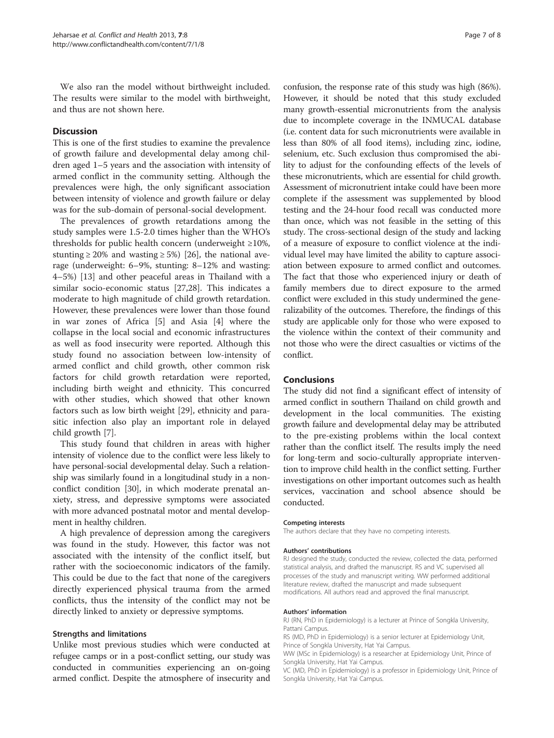We also ran the model without birthweight included. The results were similar to the model with birthweight, and thus are not shown here.

## Discussion

This is one of the first studies to examine the prevalence of growth failure and developmental delay among children aged 1–5 years and the association with intensity of armed conflict in the community setting. Although the prevalences were high, the only significant association between intensity of violence and growth failure or delay was for the sub-domain of personal-social development.

The prevalences of growth retardations among the study samples were 1.5-2.0 times higher than the WHO's thresholds for public health concern (underweight ≥10%, stunting ≥ 20% and wasting ≥ 5%) [26], the national average (underweight: 6–9%, stunting: 8–12% and wasting: 4–5%) [13] and other peaceful areas in Thailand with a similar socio-economic status [27,28]. This indicates a moderate to high magnitude of child growth retardation. However, these prevalences were lower than those found in war zones of Africa [5] and Asia [4] where the collapse in the local social and economic infrastructures as well as food insecurity were reported. Although this study found no association between low-intensity of armed conflict and child growth, other common risk factors for child growth retardation were reported, including birth weight and ethnicity. This concurred with other studies, which showed that other known factors such as low birth weight [29], ethnicity and parasitic infection also play an important role in delayed child growth [7].

This study found that children in areas with higher intensity of violence due to the conflict were less likely to have personal-social developmental delay. Such a relationship was similarly found in a longitudinal study in a non-conflict condition [30], in which moderate prenatal anxiety, stress, and depressive symptoms were associated with more advanced postnatal motor and mental development in healthy children.

A high prevalence of depression among the caregivers was found in the study. However, this factor was not associated with the intensity of the conflict itself, but rather with the socioeconomic indicators of the family. This could be due to the fact that none of the caregivers directly experienced physical trauma from the armed conflicts, thus the intensity of the conflict may not be directly linked to anxiety or depressive symptoms.

### Strengths and limitations

Unlike most previous studies which were conducted at refugee camps or in a post-conflict setting, our study was conducted in communities experiencing an on-going armed conflict. Despite the atmosphere of insecurity and confusion, the response rate of this study was high (86%). However, it should be noted that this study excluded many growth-essential micronutrients from the analysis due to incomplete coverage in the INMUCAL database (i.e. content data for such micronutrients were available in less than 80% of all food items), including zinc, iodine, selenium, etc. Such exclusion thus compromised the ability to adjust for the confounding effects of the levels of these micronutrients, which are essential for child growth. Assessment of micronutrient intake could have been more complete if the assessment was supplemented by blood testing and the 24-hour food recall was conducted more than once, which was not feasible in the setting of this study. The cross-sectional design of the study and lacking of a measure of exposure to conflict violence at the individual level may have limited the ability to capture association between exposure to armed conflict and outcomes. The fact that those who experienced injury or death of family members due to direct exposure to the armed conflict were excluded in this study undermined the generalizability of the outcomes. Therefore, the findings of this study are applicable only for those who were exposed to the violence within the context of their community and not those who were the direct casualties or victims of the conflict.

## Conclusions

The study did not find a significant effect of intensity of armed conflict in southern Thailand on child growth and development in the local communities. The existing growth failure and developmental delay may be attributed to the pre-existing problems within the local context rather than the conflict itself. The results imply the need for long-term and socio-culturally appropriate intervention to improve child health in the conflict setting. Further investigations on other important outcomes such as health services, vaccination and school absence should be conducted.

#### Competing interests

The authors declare that they have no competing interests.

#### Authors' contributions

RJ designed the study, conducted the review, collected the data, performed statistical analysis, and drafted the manuscript. RS and VC supervised all processes of the study and manuscript writing. WW performed additional literature review, drafted the manuscript and made subsequent modifications. All authors read and approved the final manuscript.

#### Authors' information

RJ (RN, PhD in Epidemiology) is a lecturer at Prince of Songkla University, Pattani Campus.

RS (MD, PhD in Epidemiology) is a senior lecturer at Epidemiology Unit, Prince of Songkla University, Hat Yai Campus.

WW (MSc in Epidemiology) is a researcher at Epidemiology Unit, Prince of Songkla University, Hat Yai Campus.

VC (MD, PhD in Epidemiology) is a professor in Epidemiology Unit, Prince of Songkla University, Hat Yai Campus.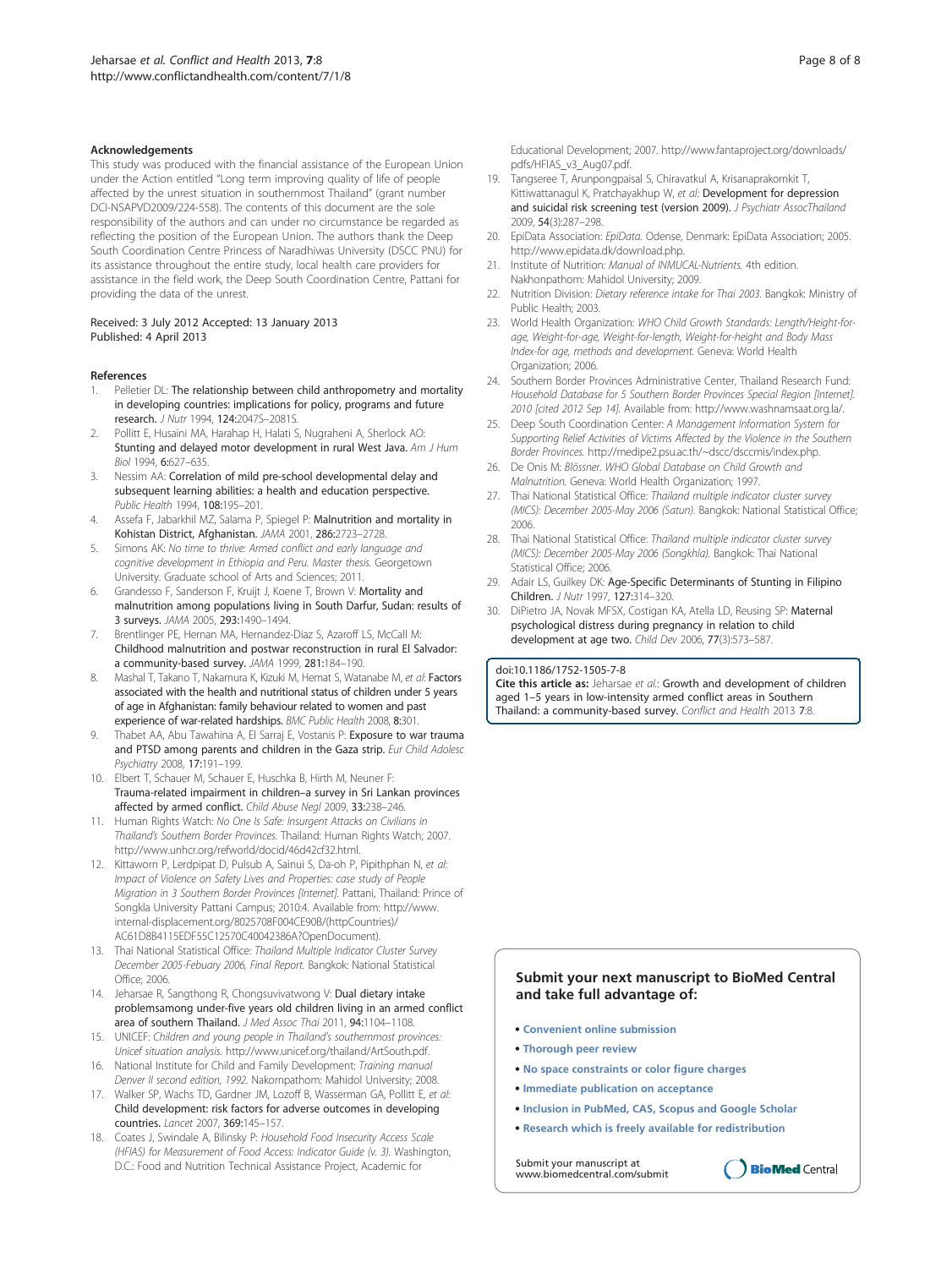## Acknowledgements

This study was produced with the financial assistance of the European Union under the Action entitled "Long term improving quality of life of people affected by the unrest situation in southernmost Thailand" (grant number DCI-NSAPVD2009/224-558). The contents of this document are the sole responsibility of the authors and can under no circumstance be regarded as reflecting the position of the European Union. The authors thank the Deep South Coordination Centre Princess of Naradhiwas University (DSCC PNU) for its assistance throughout the entire study, local health care providers for assistance in the field work, the Deep South Coordination Centre, Pattani for providing the data of the unrest.

Received: 3 July 2012 Accepted: 13 January 2013
Published: 4 April 2013

## References

1. Pelletier DL: **The relationship between child anthropometry and mortality in developing countries: implications for policy, programs and future research.** *J Nutr* 1994, **124:**2047S–2081S.
2. Pollitt E, Husaini MA, Harahap H, Halati S, Nugraheni A, Sherlock AO: **Stunting and delayed motor development in rural West Java.** *Am J Hum Biol* 1994, **6:**627–635.
3. Nessim AA: **Correlation of mild pre-school developmental delay and subsequent learning abilities: a health and education perspective.** *Public Health* 1994, **108:**195–201.
4. Assefa F, Jabarkhil MZ, Salama P, Spiegel P: **Malnutrition and mortality in Kohistan District, Afghanistan.** *JAMA* 2001, **286:**2723–2728.
5. Simons AK: *No time to thrive: Armed conflict and early language and cognitive development in Ethiopia and Peru. Master thesis.* Georgetown University. Graduate school of Arts and Sciences; 2011.
6. Grandesso F, Sanderson F, Kruijt J, Koene T, Brown V: **Mortality and malnutrition among populations living in South Darfur, Sudan: results of 3 surveys.** *JAMA* 2005, **293:**1490–1494.
7. Brentlinger PE, Hernan MA, Hernandez-Diaz S, Azaroff LS, McCall M: **Childhood malnutrition and postwar reconstruction in rural El Salvador: a community-based survey.** *JAMA* 1999, **281:**184–190.
8. Mashal T, Takano T, Nakamura K, Kizuki M, Hemat S, Watanabe M, *et al*: **Factors associated with the health and nutritional status of children under 5 years of age in Afghanistan: family behaviour related to women and past experience of war-related hardships.** *BMC Public Health* 2008, **8:**301.
9. Thabet AA, Abu Tawahina A, El Sarraj E, Vostanis P: **Exposure to war trauma and PTSD among parents and children in the Gaza strip.** *Eur Child Adolesc Psychiatry* 2008, **17:**191–199.
10. Elbert T, Schauer M, Schauer E, Huschka B, Hirth M, Neuner F: **Trauma-related impairment in children–a survey in Sri Lankan provinces affected by armed conflict.** *Child Abuse Negl* 2009, **33:**238–246.
11. Human Rights Watch: *No One Is Safe: Insurgent Attacks on Civilians in Thailand's Southern Border Provinces.* Thailand: Human Rights Watch; 2007. http://www.unhcr.org/refworld/docid/46d42cf32.html.
12. Kittaworn P, Lerdpipat D, Pulsub A, Sainui S, Da-oh P, Pipithphan N, *et al*: *Impact of Violence on Safety Lives and Properties: case study of People Migration in 3 Southern Border Provinces [Internet].* Pattani, Thailand: Prince of Songkla University Pattani Campus; 2010:4. Available from: http://www.internal-displacement.org/8025708F004CE90B/(httpCountries)/AC61D8B4115EDF55C12570C40042386A?OpenDocument).
13. Thai National Statistical Office: *Thailand Multiple Indicator Cluster Survey December 2005-Febuary 2006, Final Report.* Bangkok: National Statistical Office; 2006.
14. Jeharsae R, Sangthong R, Chongsuvivatwong V: **Dual dietary intake problemsamong under-five years old children living in an armed conflict area of southern Thailand.** *J Med Assoc Thai* 2011, **94:**1104–1108.
15. UNICEF: *Children and young people in Thailand's southernmost provinces: Unicef situation analysis.* http://www.unicef.org/thailand/ArtSouth.pdf.
16. National Institute for Child and Family Development: *Training manual Denver II second edition, 1992.* Nakornpathom: Mahidol University; 2008.
17. Walker SP, Wachs TD, Gardner JM, Lozoff B, Wasserman GA, Pollitt E, *et al*: **Child development: risk factors for adverse outcomes in developing countries.** *Lancet* 2007, **369:**145–157.
18. Coates J, Swindale A, Bilinsky P: *Household Food Insecurity Access Scale (HFIAS) for Measurement of Food Access: Indicator Guide (v. 3).* Washington, D.C.: Food and Nutrition Technical Assistance Project, Academic for Educational Development; 2007. http://www.fantaproject.org/downloads/pdfs/HFIAS_v3_Aug07.pdf.
19. Tangseree T, Arunpongpaisal S, Chiravatkul A, Krisanaprakornkit T, Kittiwattanagul K, Pratchayakhup W, *et al*: **Development for depression and suicidal risk screening test (version 2009).** *J Psychiatr AssocThailand* 2009, **54**(3):287–298.
20. EpiData Association: *EpiData.* Odense, Denmark: EpiData Association; 2005. http://www.epidata.dk/download.php.
21. Institute of Nutrition: *Manual of INMUCAL-Nutrients.* 4th edition. Nakhonpathom: Mahidol University; 2009.
22. Nutrition Division: *Dietary reference intake for Thai 2003.* Bangkok: Ministry of Public Health; 2003.
23. World Health Organization: *WHO Child Growth Standards: Length/Height-for-age, Weight-for-age, Weight-for-length, Weight-for-height and Body Mass Index-for age, methods and development.* Geneva: World Health Organization; 2006.
24. Southern Border Provinces Administrative Center, Thailand Research Fund: *Household Database for 5 Southern Border Provinces Special Region [Internet]. 2010 [cited 2012 Sep 14].* Available from: http://www.washnamsaat.org.la/.
25. Deep South Coordination Center: *A Management Information System for Supporting Relief Activities of Victims Affected by the Violence in the Southern Border Provinces.* http://medipe2.psu.ac.th/~dscc/dsccmis/index.php.
26. De Onis M: *Blössner. WHO Global Database on Child Growth and Malnutrition.* Geneva: World Health Organization; 1997.
27. Thai National Statistical Office: *Thailand multiple indicator cluster survey (MICS): December 2005-May 2006 (Satun).* Bangkok: National Statistical Office; 2006.
28. Thai National Statistical Office: *Thailand multiple indicator cluster survey (MICS): December 2005-May 2006 (Songkhla).* Bangkok: Thai National Statistical Office; 2006.
29. Adair LS, Guilkey DK: **Age-Specific Determinants of Stunting in Filipino Children.** *J Nutr* 1997, **127:**314–320.
30. DiPietro JA, Novak MFSX, Costigan KA, Atella LD, Reusing SP: **Maternal psychological distress during pregnancy in relation to child development at age two.** *Child Dev* 2006, **77**(3):573–587.

doi:10.1186/1752-1505-7-8

**Cite this article as:** Jeharsae *et al.*: Growth and development of children aged 1–5 years in low-intensity armed conflict areas in Southern Thailand: a community-based survey. *Conflict and Health* 2013 **7**:8.

**Submit your next manuscript to BioMed Central and take full advantage of:**

- **Convenient online submission**
- **Thorough peer review**
- **No space constraints or color figure charges**
- **Immediate publication on acceptance**
- **Inclusion in PubMed, CAS, Scopus and Google Scholar**
- **Research which is freely available for redistribution**

Submit your manuscript at www.biomedcentral.com/submit

BioMed Central